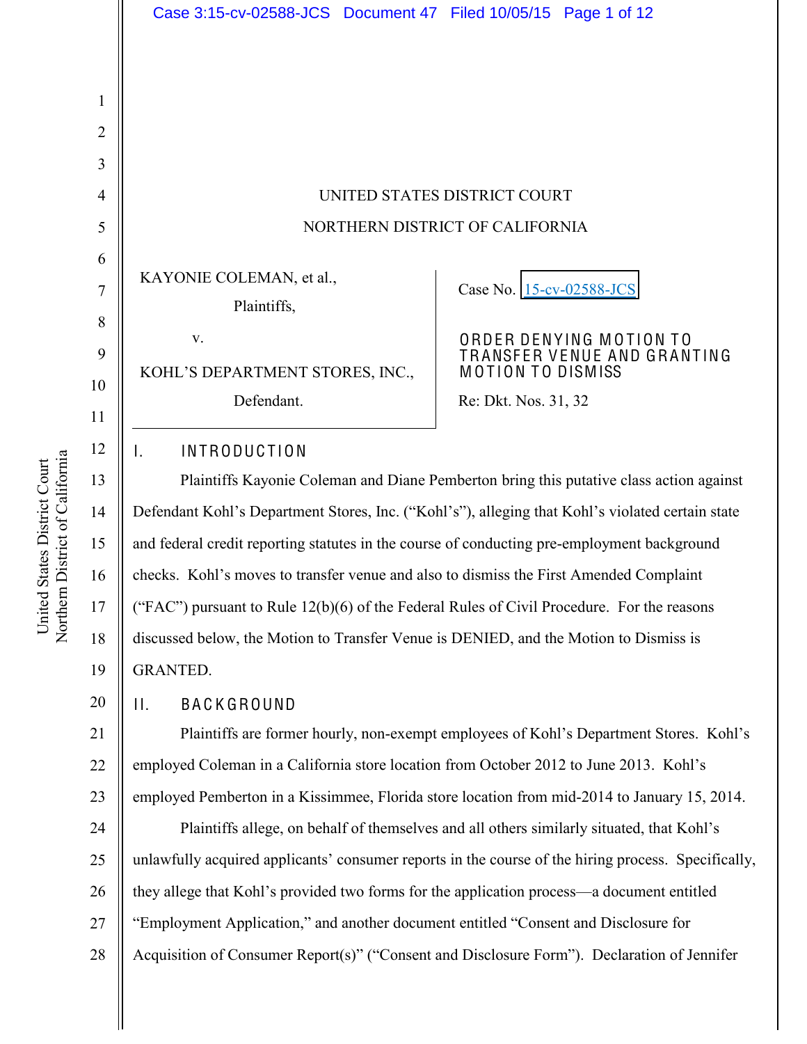UNITED STATES DISTRICT COURT

NORTHERN DISTRICT OF CALIFORNIA

KAYONIE COLEMAN, et al.,

Plaintiffs,

v.

KOHL'S DEPARTMENT STORES, INC.,

Defendant.

Case No. 15-cv-02588-JCS

**ORDER DENYING MOTION TO TRANSFER VENUE AND GRANTING MOTION TO DISMISS**

Re: Dkt. Nos. 31, 32

## I. INTRODUCTION

Plaintiffs Kayonie Coleman and Diane Pemberton bring this putative class action against Defendant Kohl's Department Stores, Inc. ("Kohl's"), alleging that Kohl's violated certain state and federal credit reporting statutes in the course of conducting pre-employment background checks. Kohl's moves to transfer venue and also to dismiss the First Amended Complaint ("FAC") pursuant to Rule 12(b)(6) of the Federal Rules of Civil Procedure. For the reasons discussed below, the Motion to Transfer Venue is DENIED, and the Motion to Dismiss is GRANTED.

## II. BACKGROUND

Plaintiffs are former hourly, non-exempt employees of Kohl's Department Stores. Kohl's employed Coleman in a California store location from October 2012 to June 2013. Kohl's employed Pemberton in a Kissimmee, Florida store location from mid-2014 to January 15, 2014.

Plaintiffs allege, on behalf of themselves and all others similarly situated, that Kohl's unlawfully acquired applicants' consumer reports in the course of the hiring process. Specifically, they allege that Kohl's provided two forms for the application process—a document entitled "Employment Application," and another document entitled "Consent and Disclosure for Acquisition of Consumer Report(s)" ("Consent and Disclosure Form"). Declaration of Jennifer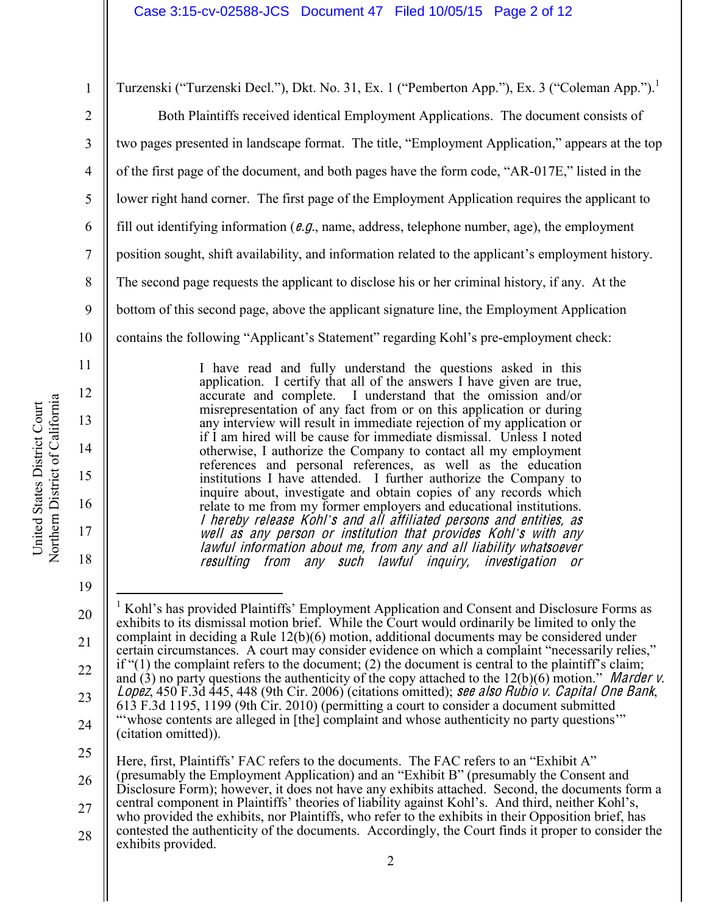Turzenski ("Turzenski Decl."), Dkt. No. 31, Ex. 1 ("Pemberton App."), Ex. 3 ("Coleman App.").[1]

Both Plaintiffs received identical Employment Applications. The document consists of two pages presented in landscape format. The title, "Employment Application," appears at the top of the first page of the document, and both pages have the form code, "AR-017E," listed in the lower right hand corner. The first page of the Employment Application requires the applicant to fill out identifying information (*e.g.*, name, address, telephone number, age), the employment position sought, shift availability, and information related to the applicant's employment history. The second page requests the applicant to disclose his or her criminal history, if any. At the bottom of this second page, above the applicant signature line, the Employment Application contains the following "Applicant's Statement" regarding Kohl's pre-employment check:

> I have read and fully understand the questions asked in this application. I certify that all of the answers I have given are true, accurate and complete. I understand that the omission and/or misrepresentation of any fact from or on this application or during any interview will result in immediate rejection of my application or if I am hired will be cause for immediate dismissal. Unless I noted otherwise, I authorize the Company to contact all my employment references and personal references, as well as the education institutions I have attended. I further authorize the Company to inquire about, investigate and obtain copies of any records which relate to me from my former employers and educational institutions. *I hereby release Kohl's and all affiliated persons and entities, as well as any person or institution that provides Kohl's with any lawful information about me, from any and all liability whatsoever resulting from any such lawful inquiry, investigation or*

---

[1] Kohl's has provided Plaintiffs' Employment Application and Consent and Disclosure Forms as exhibits to its dismissal motion brief. While the Court would ordinarily be limited to only the complaint in deciding a Rule 12(b)(6) motion, additional documents may be considered under certain circumstances. A court may consider evidence on which a complaint "necessarily relies," if "(1) the complaint refers to the document; (2) the document is central to the plaintiff's claim; and (3) no party questions the authenticity of the copy attached to the 12(b)(6) motion." *Marder v. Lopez*, 450 F.3d 445, 448 (9th Cir. 2006) (citations omitted); *see also Rubio v. Capital One Bank*, 613 F.3d 1195, 1199 (9th Cir. 2010) (permitting a court to consider a document submitted "'whose contents are alleged in [the] complaint and whose authenticity no party questions'" (citation omitted)).

Here, first, Plaintiffs' FAC refers to the documents. The FAC refers to an "Exhibit A" (presumably the Employment Application) and an "Exhibit B" (presumably the Consent and Disclosure Form); however, it does not have any exhibits attached. Second, the documents form a central component in Plaintiffs' theories of liability against Kohl's. And third, neither Kohl's, who provided the exhibits, nor Plaintiffs, who refer to the exhibits in their Opposition brief, has contested the authenticity of the documents. Accordingly, the Court finds it proper to consider the exhibits provided.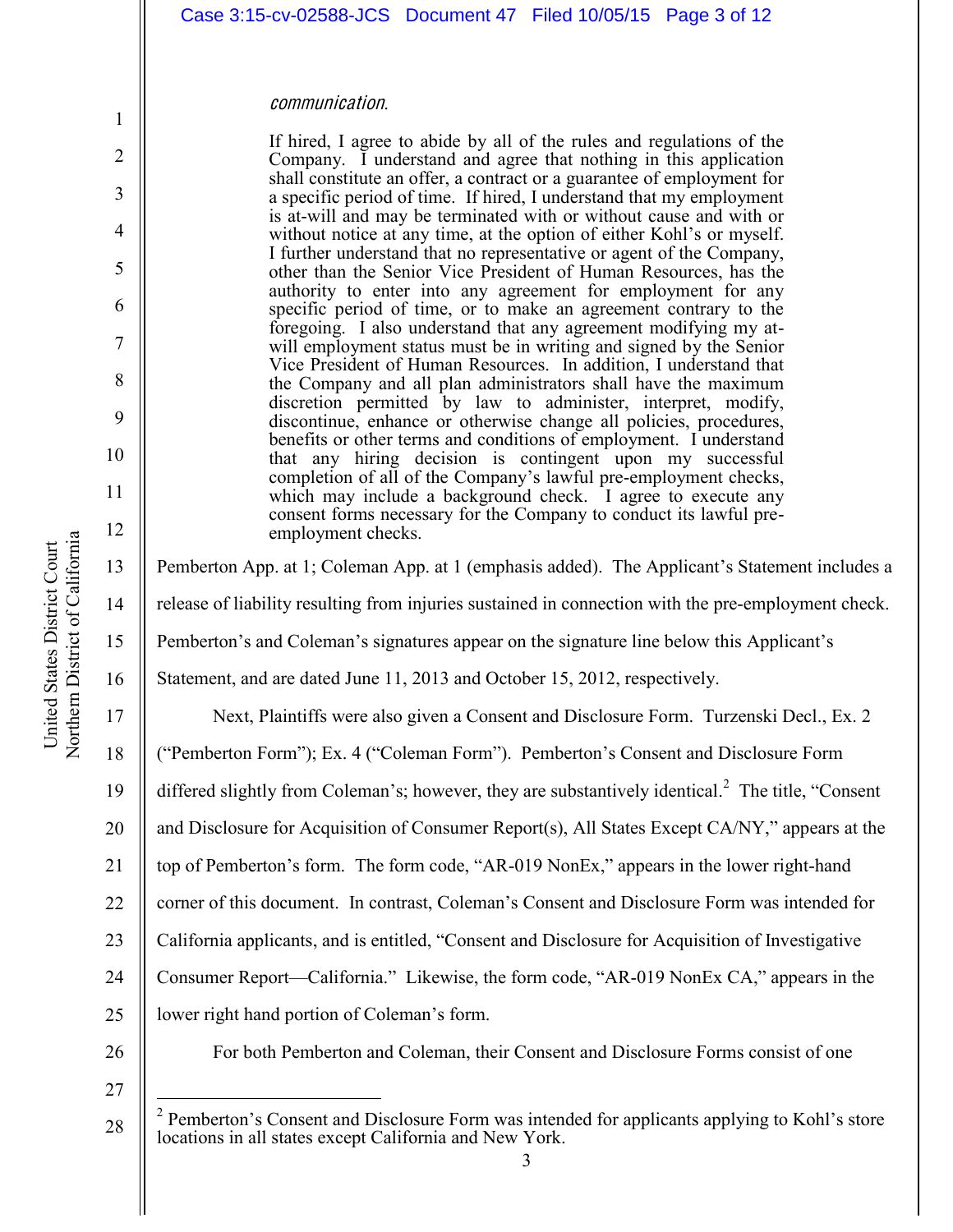*communication*.

> If hired, I agree to abide by all of the rules and regulations of the Company. I understand and agree that nothing in this application shall constitute an offer, a contract or a guarantee of employment for a specific period of time. If hired, I understand that my employment is at-will and may be terminated with or without cause and with or without notice at any time, at the option of either Kohl's or myself. I further understand that no representative or agent of the Company, other than the Senior Vice President of Human Resources, has the authority to enter into any agreement for employment for any specific period of time, or to make an agreement contrary to the foregoing. I also understand that any agreement modifying my at-will employment status must be in writing and signed by the Senior Vice President of Human Resources. In addition, I understand that the Company and all plan administrators shall have the maximum discretion permitted by law to administer, interpret, modify, discontinue, enhance or otherwise change all policies, procedures, benefits or other terms and conditions of employment. I understand that any hiring decision is contingent upon my successful completion of all of the Company's lawful pre-employment checks, which may include a background check. I agree to execute any consent forms necessary for the Company to conduct its lawful pre-employment checks.

Pemberton App. at 1; Coleman App. at 1 (emphasis added). The Applicant's Statement includes a release of liability resulting from injuries sustained in connection with the pre-employment check. Pemberton's and Coleman's signatures appear on the signature line below this Applicant's Statement, and are dated June 11, 2013 and October 15, 2012, respectively.

Next, Plaintiffs were also given a Consent and Disclosure Form. Turzenski Decl., Ex. 2 ("Pemberton Form"); Ex. 4 ("Coleman Form"). Pemberton's Consent and Disclosure Form differed slightly from Coleman's; however, they are substantively identical.[2] The title, "Consent and Disclosure for Acquisition of Consumer Report(s), All States Except CA/NY," appears at the top of Pemberton's form. The form code, "AR-019 NonEx," appears in the lower right-hand corner of this document. In contrast, Coleman's Consent and Disclosure Form was intended for California applicants, and is entitled, "Consent and Disclosure for Acquisition of Investigative Consumer Report—California." Likewise, the form code, "AR-019 NonEx CA," appears in the lower right hand portion of Coleman's form.

For both Pemberton and Coleman, their Consent and Disclosure Forms consist of one

---

[2] Pemberton's Consent and Disclosure Form was intended for applicants applying to Kohl's store locations in all states except California and New York.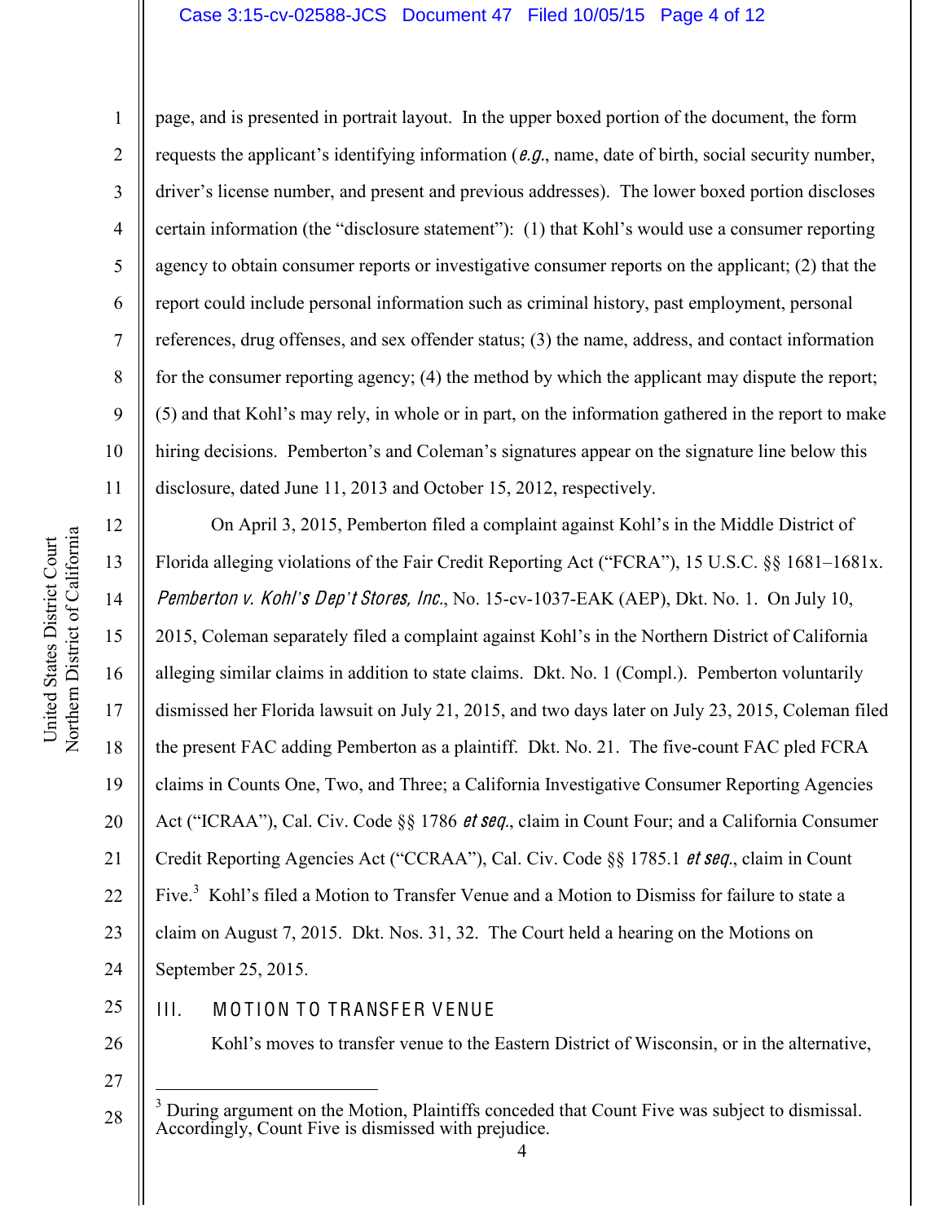page, and is presented in portrait layout. In the upper boxed portion of the document, the form requests the applicant's identifying information (*e.g.*, name, date of birth, social security number, driver's license number, and present and previous addresses). The lower boxed portion discloses certain information (the "disclosure statement"): (1) that Kohl's would use a consumer reporting agency to obtain consumer reports or investigative consumer reports on the applicant; (2) that the report could include personal information such as criminal history, past employment, personal references, drug offenses, and sex offender status; (3) the name, address, and contact information for the consumer reporting agency; (4) the method by which the applicant may dispute the report; (5) and that Kohl's may rely, in whole or in part, on the information gathered in the report to make hiring decisions. Pemberton's and Coleman's signatures appear on the signature line below this disclosure, dated June 11, 2013 and October 15, 2012, respectively.

On April 3, 2015, Pemberton filed a complaint against Kohl's in the Middle District of Florida alleging violations of the Fair Credit Reporting Act ("FCRA"), 15 U.S.C. §§ 1681–1681x. *Pemberton v. Kohl's Dep't Stores, Inc.*, No. 15-cv-1037-EAK (AEP), Dkt. No. 1. On July 10, 2015, Coleman separately filed a complaint against Kohl's in the Northern District of California alleging similar claims in addition to state claims. Dkt. No. 1 (Compl.). Pemberton voluntarily dismissed her Florida lawsuit on July 21, 2015, and two days later on July 23, 2015, Coleman filed the present FAC adding Pemberton as a plaintiff. Dkt. No. 21. The five-count FAC pled FCRA claims in Counts One, Two, and Three; a California Investigative Consumer Reporting Agencies Act ("ICRAA"), Cal. Civ. Code §§ 1786 *et seq.*, claim in Count Four; and a California Consumer Credit Reporting Agencies Act ("CCRAA"), Cal. Civ. Code §§ 1785.1 *et seq.*, claim in Count Five.[3] Kohl's filed a Motion to Transfer Venue and a Motion to Dismiss for failure to state a claim on August 7, 2015. Dkt. Nos. 31, 32. The Court held a hearing on the Motions on September 25, 2015.

## III. MOTION TO TRANSFER VENUE

Kohl's moves to transfer venue to the Eastern District of Wisconsin, or in the alternative,

---

[3] During argument on the Motion, Plaintiffs conceded that Count Five was subject to dismissal. Accordingly, Count Five is dismissed with prejudice.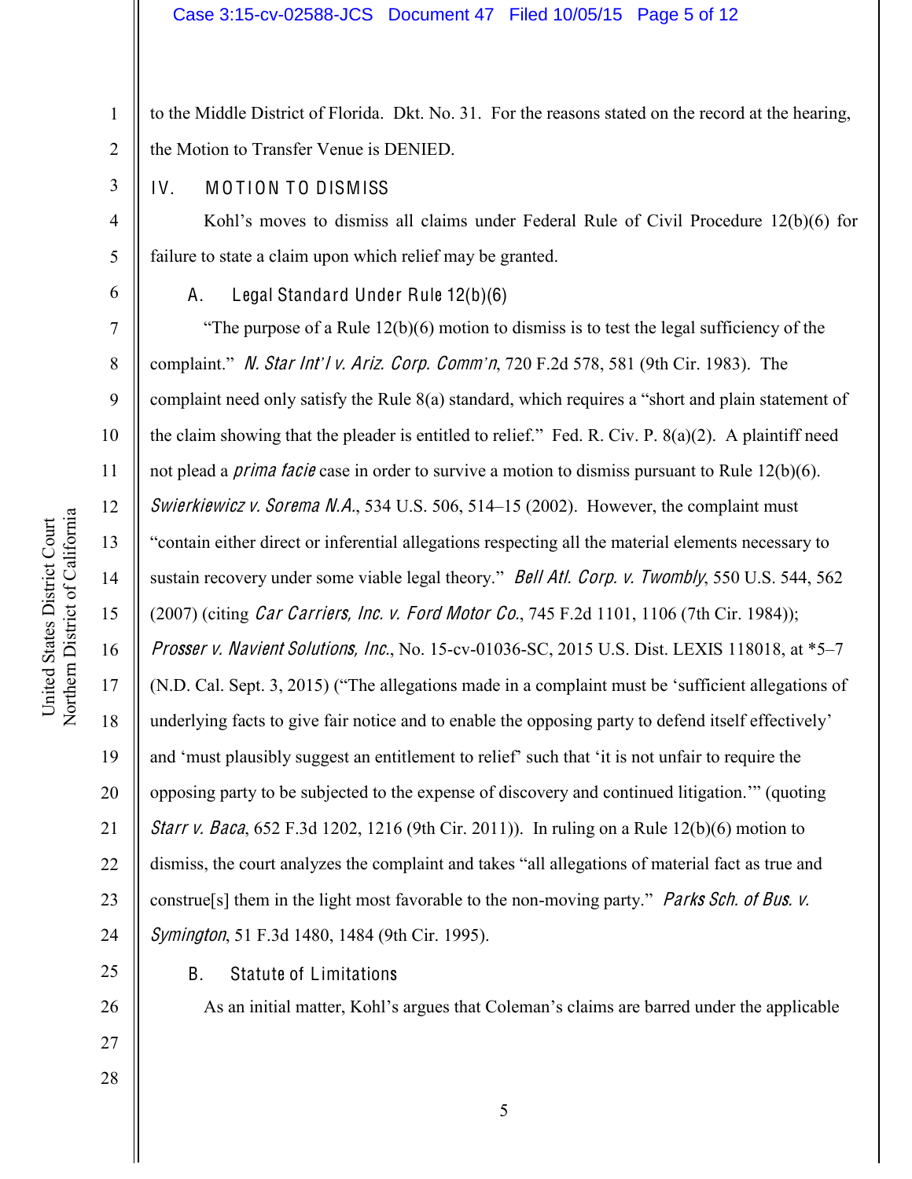to the Middle District of Florida. Dkt. No. 31. For the reasons stated on the record at the hearing, the Motion to Transfer Venue is DENIED.

## IV. MOTION TO DISMISS

Kohl's moves to dismiss all claims under Federal Rule of Civil Procedure 12(b)(6) for failure to state a claim upon which relief may be granted.

### A. Legal Standard Under Rule 12(b)(6)

"The purpose of a Rule 12(b)(6) motion to dismiss is to test the legal sufficiency of the complaint." *N. Star Int'l v. Ariz. Corp. Comm'n*, 720 F.2d 578, 581 (9th Cir. 1983). The complaint need only satisfy the Rule 8(a) standard, which requires a "short and plain statement of the claim showing that the pleader is entitled to relief." Fed. R. Civ. P. 8(a)(2). A plaintiff need not plead a *prima facie* case in order to survive a motion to dismiss pursuant to Rule 12(b)(6). *Swierkiewicz v. Sorema N.A.*, 534 U.S. 506, 514–15 (2002). However, the complaint must "contain either direct or inferential allegations respecting all the material elements necessary to sustain recovery under some viable legal theory." *Bell Atl. Corp. v. Twombly*, 550 U.S. 544, 562 (2007) (citing *Car Carriers, Inc. v. Ford Motor Co.*, 745 F.2d 1101, 1106 (7th Cir. 1984)); *Prosser v. Navient Solutions, Inc.*, No. 15-cv-01036-SC, 2015 U.S. Dist. LEXIS 118018, at *5–7 (N.D. Cal. Sept. 3, 2015) ("The allegations made in a complaint must be 'sufficient allegations of underlying facts to give fair notice and to enable the opposing party to defend itself effectively' and 'must plausibly suggest an entitlement to relief' such that 'it is not unfair to require the opposing party to be subjected to the expense of discovery and continued litigation.'" (quoting *Starr v. Baca*, 652 F.3d 1202, 1216 (9th Cir. 2011)). In ruling on a Rule 12(b)(6) motion to dismiss, the court analyzes the complaint and takes "all allegations of material fact as true and construe[s] them in the light most favorable to the non-moving party." *Parks Sch. of Bus. v. Symington*, 51 F.3d 1480, 1484 (9th Cir. 1995).

### B. Statute of Limitations

As an initial matter, Kohl's argues that Coleman's claims are barred under the applicable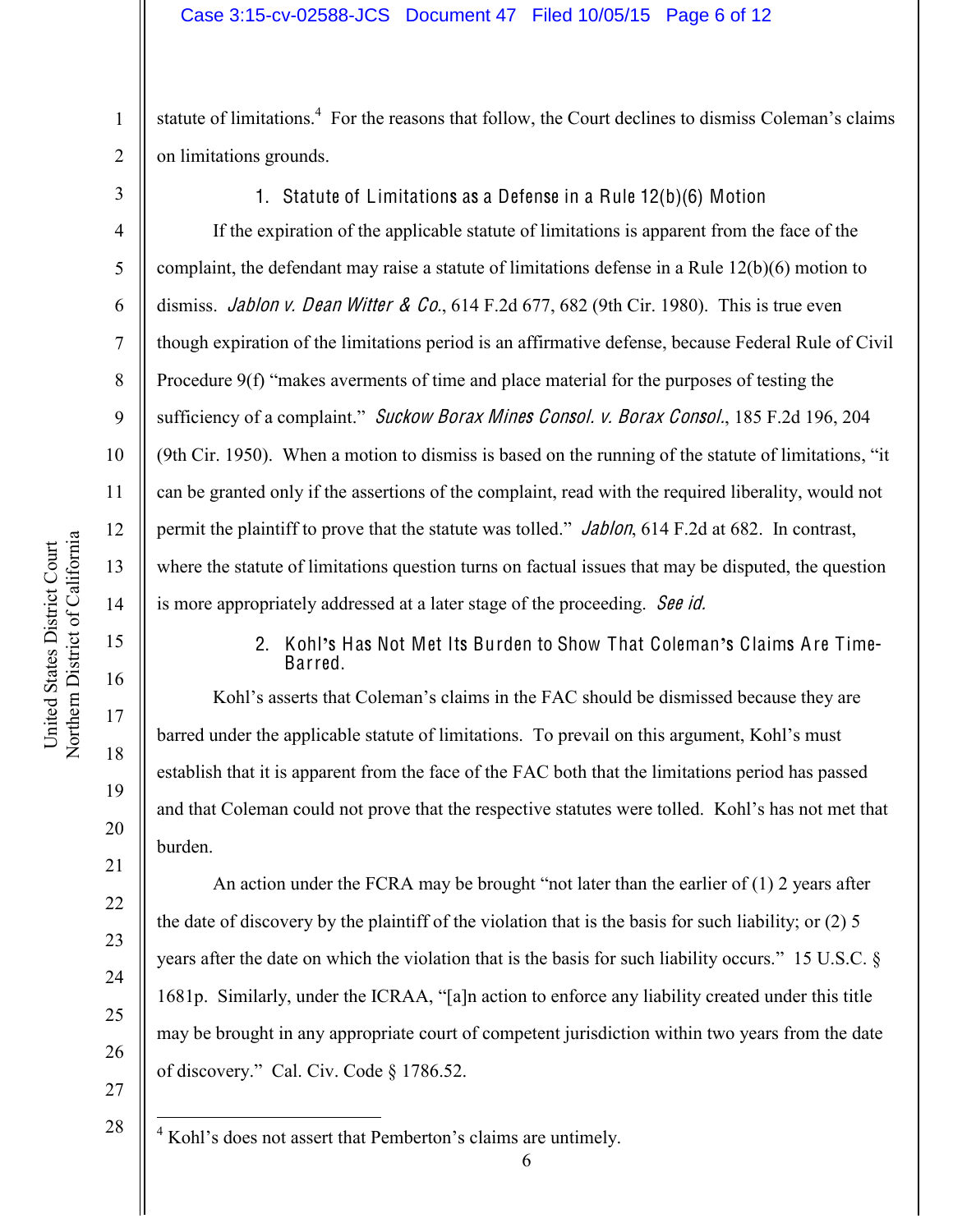statute of limitations.[4] For the reasons that follow, the Court declines to dismiss Coleman's claims on limitations grounds.

### 1. Statute of Limitations as a Defense in a Rule 12(b)(6) Motion

If the expiration of the applicable statute of limitations is apparent from the face of the complaint, the defendant may raise a statute of limitations defense in a Rule 12(b)(6) motion to dismiss. *Jablon v. Dean Witter & Co.*, 614 F.2d 677, 682 (9th Cir. 1980). This is true even though expiration of the limitations period is an affirmative defense, because Federal Rule of Civil Procedure 9(f) "makes averments of time and place material for the purposes of testing the sufficiency of a complaint." *Suckow Borax Mines Consol. v. Borax Consol.*, 185 F.2d 196, 204 (9th Cir. 1950). When a motion to dismiss is based on the running of the statute of limitations, "it can be granted only if the assertions of the complaint, read with the required liberality, would not permit the plaintiff to prove that the statute was tolled." *Jablon*, 614 F.2d at 682. In contrast, where the statute of limitations question turns on factual issues that may be disputed, the question is more appropriately addressed at a later stage of the proceeding. *See id.*

### 2. Kohl's Has Not Met Its Burden to Show That Coleman's Claims Are Time-Barred.

Kohl's asserts that Coleman's claims in the FAC should be dismissed because they are barred under the applicable statute of limitations. To prevail on this argument, Kohl's must establish that it is apparent from the face of the FAC both that the limitations period has passed and that Coleman could not prove that the respective statutes were tolled. Kohl's has not met that burden.

An action under the FCRA may be brought "not later than the earlier of (1) 2 years after the date of discovery by the plaintiff of the violation that is the basis for such liability; or (2) 5 years after the date on which the violation that is the basis for such liability occurs." 15 U.S.C. § 1681p. Similarly, under the ICRAA, "[a]n action to enforce any liability created under this title may be brought in any appropriate court of competent jurisdiction within two years from the date of discovery." Cal. Civ. Code § 1786.52.

---

[4] Kohl's does not assert that Pemberton's claims are untimely.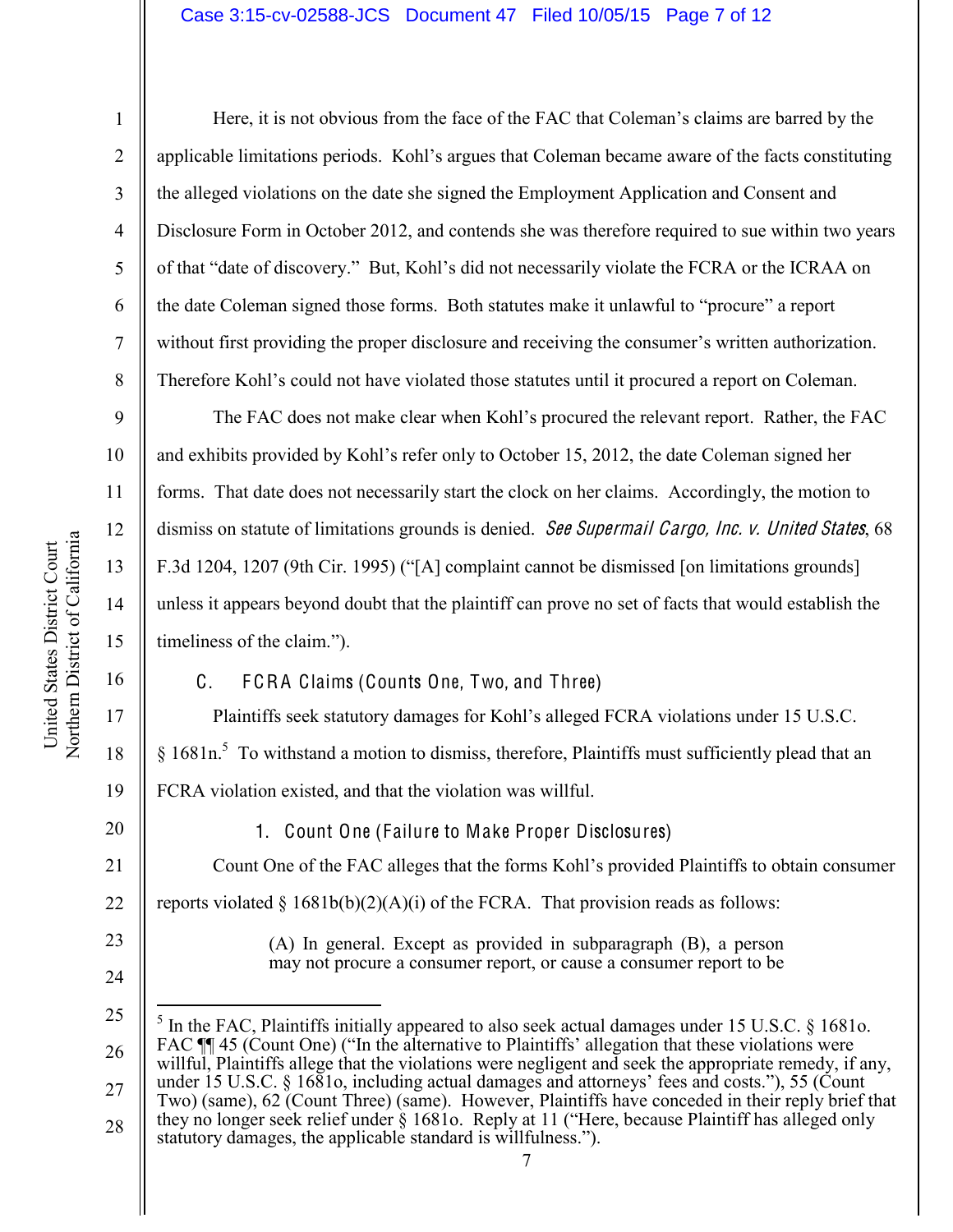Here, it is not obvious from the face of the FAC that Coleman's claims are barred by the applicable limitations periods. Kohl's argues that Coleman became aware of the facts constituting the alleged violations on the date she signed the Employment Application and Consent and Disclosure Form in October 2012, and contends she was therefore required to sue within two years of that "date of discovery." But, Kohl's did not necessarily violate the FCRA or the ICRAA on the date Coleman signed those forms. Both statutes make it unlawful to "procure" a report without first providing the proper disclosure and receiving the consumer's written authorization. Therefore Kohl's could not have violated those statutes until it procured a report on Coleman.

The FAC does not make clear when Kohl's procured the relevant report. Rather, the FAC and exhibits provided by Kohl's refer only to October 15, 2012, the date Coleman signed her forms. That date does not necessarily start the clock on her claims. Accordingly, the motion to dismiss on statute of limitations grounds is denied. *See Supermail Cargo, Inc. v. United States*, 68 F.3d 1204, 1207 (9th Cir. 1995) ("[A] complaint cannot be dismissed [on limitations grounds] unless it appears beyond doubt that the plaintiff can prove no set of facts that would establish the timeliness of the claim.").

### C. FCRA Claims (Counts One, Two, and Three)

Plaintiffs seek statutory damages for Kohl's alleged FCRA violations under 15 U.S.C. § 1681n.[5] To withstand a motion to dismiss, therefore, Plaintiffs must sufficiently plead that an FCRA violation existed, and that the violation was willful.

#### 1. Count One (Failure to Make Proper Disclosures)

Count One of the FAC alleges that the forms Kohl's provided Plaintiffs to obtain consumer reports violated § 1681b(b)(2)(A)(i) of the FCRA. That provision reads as follows:

> (A) In general. Except as provided in subparagraph (B), a person may not procure a consumer report, or cause a consumer report to be

---

[5] In the FAC, Plaintiffs initially appeared to also seek actual damages under 15 U.S.C. § 1681o. FAC ¶¶ 45 (Count One) ("In the alternative to Plaintiffs' allegation that these violations were willful, Plaintiffs allege that the violations were negligent and seek the appropriate remedy, if any, under 15 U.S.C. § 1681o, including actual damages and attorneys' fees and costs."), 55 (Count Two) (same), 62 (Count Three) (same). However, Plaintiffs have conceded in their reply brief that they no longer seek relief under § 1681o. Reply at 11 ("Here, because Plaintiff has alleged only statutory damages, the applicable standard is willfulness.").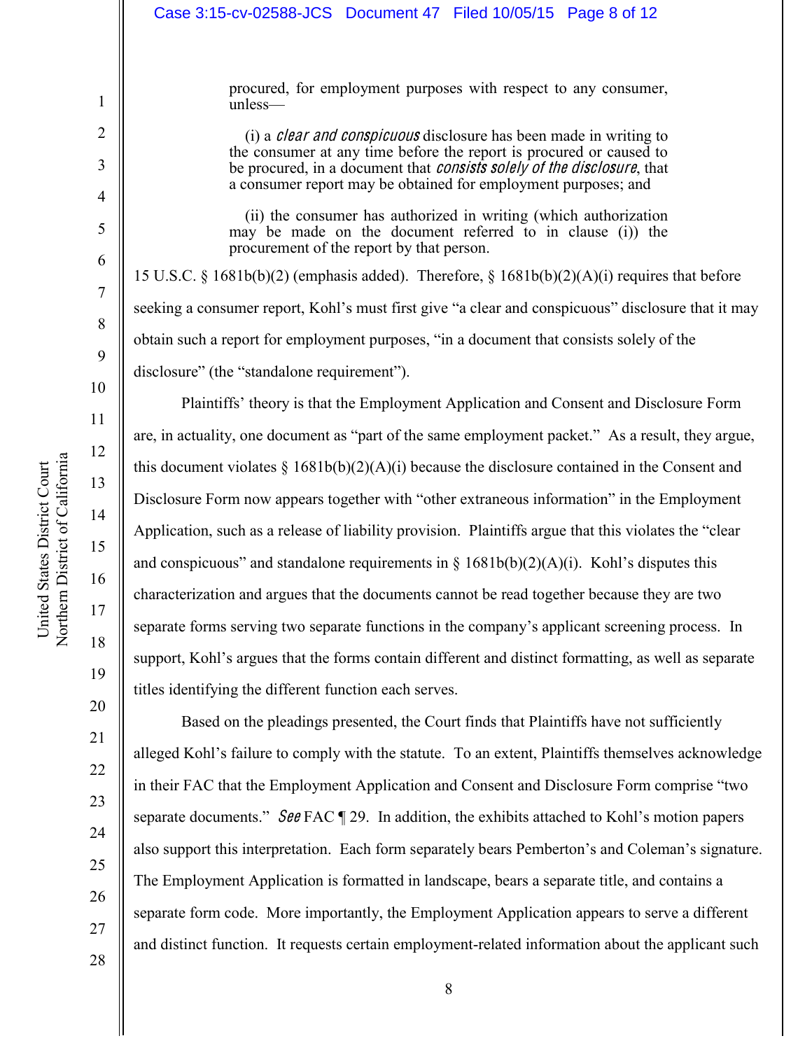procured, for employment purposes with respect to any consumer, unless—

(i) a *clear and conspicuous* disclosure has been made in writing to the consumer at any time before the report is procured or caused to be procured, in a document that *consists solely of the disclosure*, that a consumer report may be obtained for employment purposes; and

(ii) the consumer has authorized in writing (which authorization may be made on the document referred to in clause (i)) the procurement of the report by that person.

15 U.S.C. § 1681b(b)(2) (emphasis added). Therefore, § 1681b(b)(2)(A)(i) requires that before seeking a consumer report, Kohl's must first give "a clear and conspicuous" disclosure that it may obtain such a report for employment purposes, "in a document that consists solely of the disclosure" (the "standalone requirement").

Plaintiffs' theory is that the Employment Application and Consent and Disclosure Form are, in actuality, one document as "part of the same employment packet." As a result, they argue, this document violates § 1681b(b)(2)(A)(i) because the disclosure contained in the Consent and Disclosure Form now appears together with "other extraneous information" in the Employment Application, such as a release of liability provision. Plaintiffs argue that this violates the "clear and conspicuous" and standalone requirements in § 1681b(b)(2)(A)(i). Kohl's disputes this characterization and argues that the documents cannot be read together because they are two separate forms serving two separate functions in the company's applicant screening process. In support, Kohl's argues that the forms contain different and distinct formatting, as well as separate titles identifying the different function each serves.

Based on the pleadings presented, the Court finds that Plaintiffs have not sufficiently alleged Kohl's failure to comply with the statute. To an extent, Plaintiffs themselves acknowledge in their FAC that the Employment Application and Consent and Disclosure Form comprise "two separate documents." *See* FAC ¶ 29. In addition, the exhibits attached to Kohl's motion papers also support this interpretation. Each form separately bears Pemberton's and Coleman's signature. The Employment Application is formatted in landscape, bears a separate title, and contains a separate form code. More importantly, the Employment Application appears to serve a different and distinct function. It requests certain employment-related information about the applicant such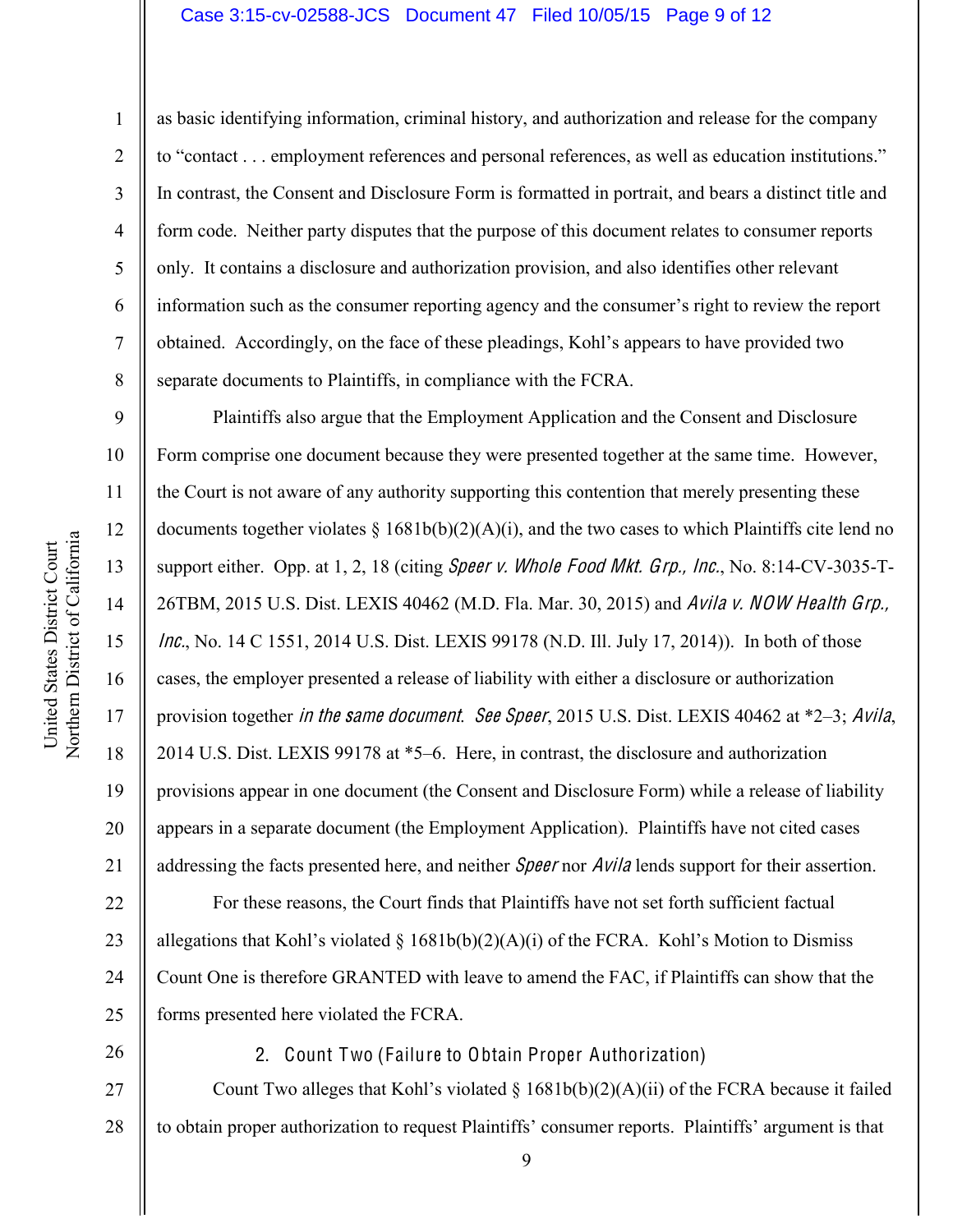as basic identifying information, criminal history, and authorization and release for the company to "contact . . . employment references and personal references, as well as education institutions." In contrast, the Consent and Disclosure Form is formatted in portrait, and bears a distinct title and form code. Neither party disputes that the purpose of this document relates to consumer reports only. It contains a disclosure and authorization provision, and also identifies other relevant information such as the consumer reporting agency and the consumer's right to review the report obtained. Accordingly, on the face of these pleadings, Kohl's appears to have provided two separate documents to Plaintiffs, in compliance with the FCRA.

Plaintiffs also argue that the Employment Application and the Consent and Disclosure Form comprise one document because they were presented together at the same time. However, the Court is not aware of any authority supporting this contention that merely presenting these documents together violates § 1681b(b)(2)(A)(i), and the two cases to which Plaintiffs cite lend no support either. Opp. at 1, 2, 18 (citing *Speer v. Whole Food Mkt. Grp., Inc.*, No. 8:14-CV-3035-T-26TBM, 2015 U.S. Dist. LEXIS 40462 (M.D. Fla. Mar. 30, 2015) and *Avila v. NOW Health Grp., Inc.*, No. 14 C 1551, 2014 U.S. Dist. LEXIS 99178 (N.D. Ill. July 17, 2014)). In both of those cases, the employer presented a release of liability with either a disclosure or authorization provision together *in the same document*. *See Speer*, 2015 U.S. Dist. LEXIS 40462 at *2–3; *Avila*, 2014 U.S. Dist. LEXIS 99178 at *5–6. Here, in contrast, the disclosure and authorization provisions appear in one document (the Consent and Disclosure Form) while a release of liability appears in a separate document (the Employment Application). Plaintiffs have not cited cases addressing the facts presented here, and neither *Speer* nor *Avila* lends support for their assertion.

For these reasons, the Court finds that Plaintiffs have not set forth sufficient factual allegations that Kohl's violated § 1681b(b)(2)(A)(i) of the FCRA. Kohl's Motion to Dismiss Count One is therefore GRANTED with leave to amend the FAC, if Plaintiffs can show that the forms presented here violated the FCRA.

### 2. Count Two (Failure to Obtain Proper Authorization)

Count Two alleges that Kohl's violated § 1681b(b)(2)(A)(ii) of the FCRA because it failed to obtain proper authorization to request Plaintiffs' consumer reports. Plaintiffs' argument is that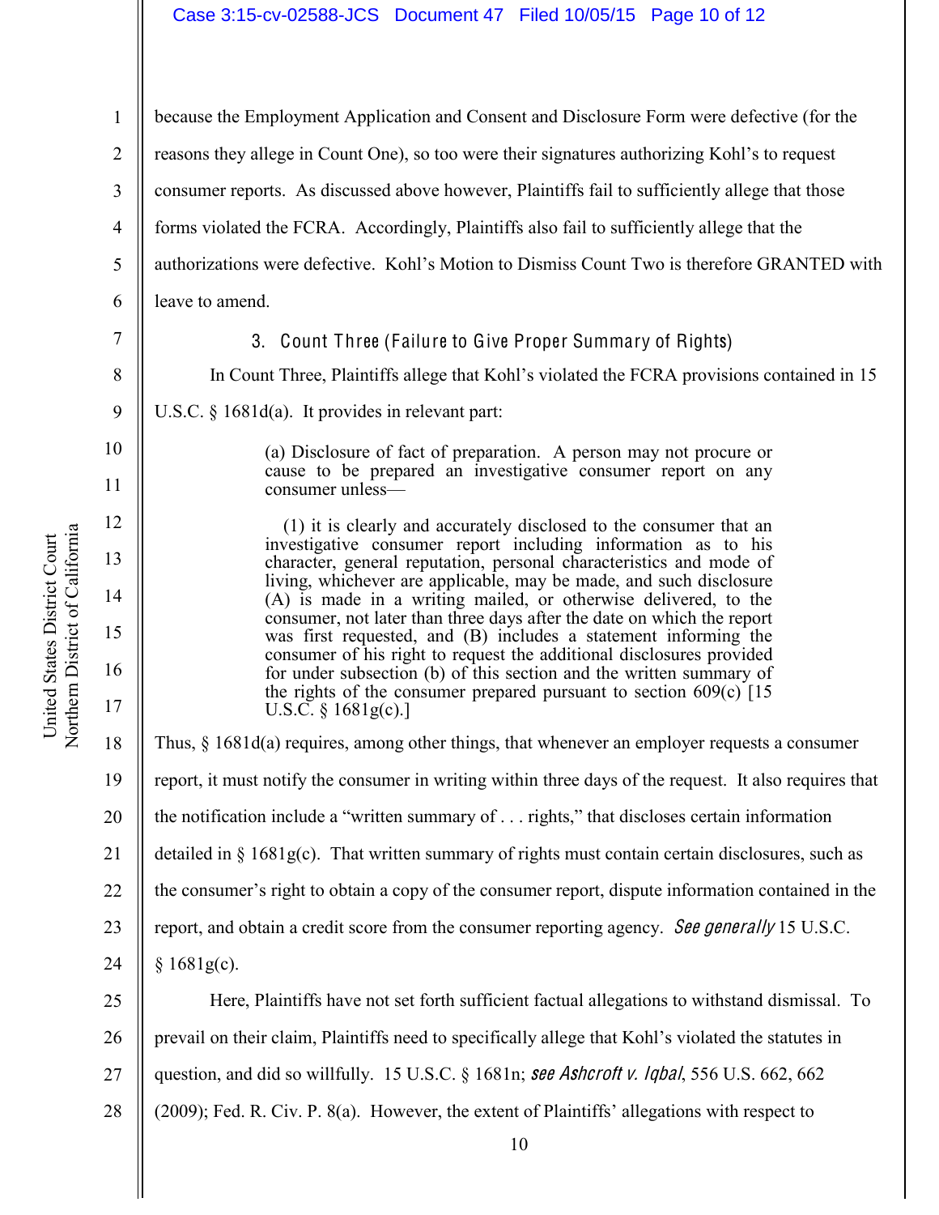because the Employment Application and Consent and Disclosure Form were defective (for the reasons they allege in Count One), so too were their signatures authorizing Kohl's to request consumer reports. As discussed above however, Plaintiffs fail to sufficiently allege that those forms violated the FCRA. Accordingly, Plaintiffs also fail to sufficiently allege that the authorizations were defective. Kohl's Motion to Dismiss Count Two is therefore GRANTED with leave to amend.

### 3. Count Three (Failure to Give Proper Summary of Rights)

In Count Three, Plaintiffs allege that Kohl's violated the FCRA provisions contained in 15 U.S.C. § 1681d(a). It provides in relevant part:

> (a) Disclosure of fact of preparation. A person may not procure or cause to be prepared an investigative consumer report on any consumer unless—
>
> (1) it is clearly and accurately disclosed to the consumer that an investigative consumer report including information as to his character, general reputation, personal characteristics and mode of living, whichever are applicable, may be made, and such disclosure (A) is made in a writing mailed, or otherwise delivered, to the consumer, not later than three days after the date on which the report was first requested, and (B) includes a statement informing the consumer of his right to request the additional disclosures provided for under subsection (b) of this section and the written summary of the rights of the consumer prepared pursuant to section 609(c) [15 U.S.C. § 1681g(c).]

Thus, § 1681d(a) requires, among other things, that whenever an employer requests a consumer report, it must notify the consumer in writing within three days of the request. It also requires that the notification include a "written summary of . . . rights," that discloses certain information detailed in § 1681g(c). That written summary of rights must contain certain disclosures, such as the consumer's right to obtain a copy of the consumer report, dispute information contained in the report, and obtain a credit score from the consumer reporting agency. *See generally* 15 U.S.C. § 1681g(c).

Here, Plaintiffs have not set forth sufficient factual allegations to withstand dismissal. To prevail on their claim, Plaintiffs need to specifically allege that Kohl's violated the statutes in question, and did so willfully. 15 U.S.C. § 1681n; *see Ashcroft v. Iqbal*, 556 U.S. 662, 662 (2009); Fed. R. Civ. P. 8(a). However, the extent of Plaintiffs' allegations with respect to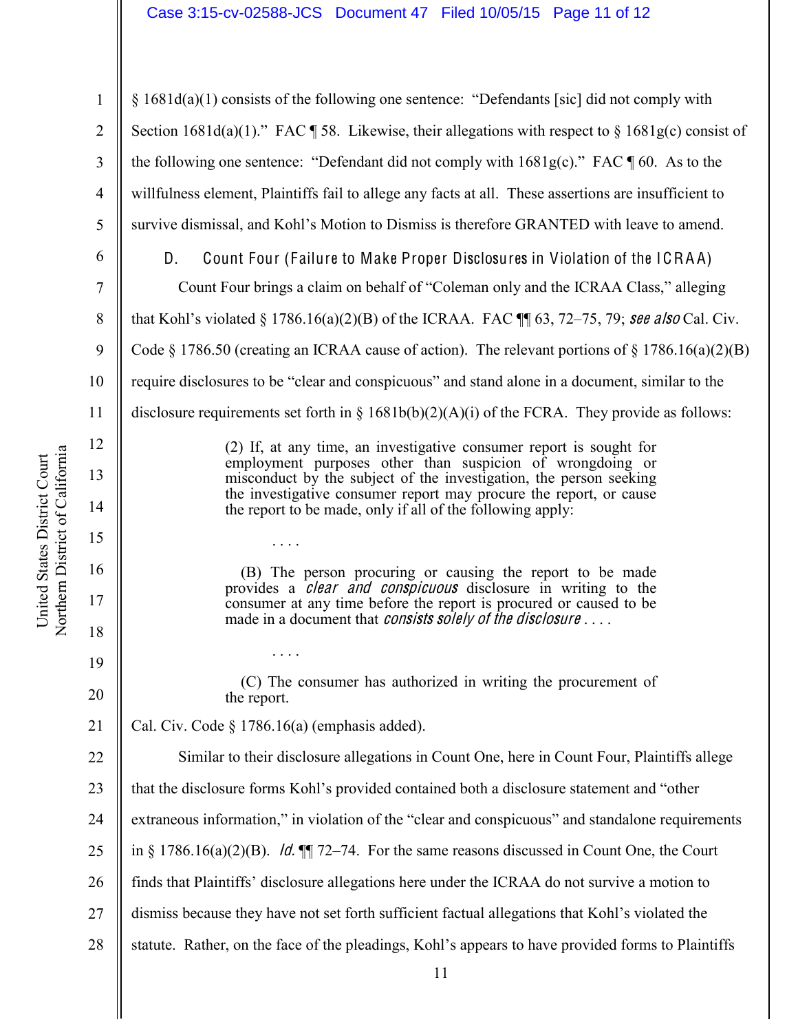§ 1681d(a)(1) consists of the following one sentence: "Defendants [sic] did not comply with Section 1681d(a)(1)." FAC ¶ 58. Likewise, their allegations with respect to § 1681g(c) consist of the following one sentence: "Defendant did not comply with 1681g(c)." FAC ¶ 60. As to the willfulness element, Plaintiffs fail to allege any facts at all. These assertions are insufficient to survive dismissal, and Kohl's Motion to Dismiss is therefore GRANTED with leave to amend.

### D. Count Four (Failure to Make Proper Disclosures in Violation of the ICRAA)

Count Four brings a claim on behalf of "Coleman only and the ICRAA Class," alleging that Kohl's violated § 1786.16(a)(2)(B) of the ICRAA. FAC ¶¶ 63, 72–75, 79; *see also* Cal. Civ. Code § 1786.50 (creating an ICRAA cause of action). The relevant portions of § 1786.16(a)(2)(B) require disclosures to be "clear and conspicuous" and stand alone in a document, similar to the disclosure requirements set forth in § 1681b(b)(2)(A)(i) of the FCRA. They provide as follows:

> (2) If, at any time, an investigative consumer report is sought for employment purposes other than suspicion of wrongdoing or misconduct by the subject of the investigation, the person seeking the investigative consumer report may procure the report, or cause the report to be made, only if all of the following apply:
>
> . . . .
>
> (B) The person procuring or causing the report to be made provides a *clear and conspicuous* disclosure in writing to the consumer at any time before the report is procured or caused to be made in a document that *consists solely of the disclosure* . . . .
>
> . . . .
>
> (C) The consumer has authorized in writing the procurement of the report.

Cal. Civ. Code § 1786.16(a) (emphasis added).

Similar to their disclosure allegations in Count One, here in Count Four, Plaintiffs allege that the disclosure forms Kohl's provided contained both a disclosure statement and "other extraneous information," in violation of the "clear and conspicuous" and standalone requirements in § 1786.16(a)(2)(B). *Id.* ¶¶ 72–74. For the same reasons discussed in Count One, the Court finds that Plaintiffs' disclosure allegations here under the ICRAA do not survive a motion to dismiss because they have not set forth sufficient factual allegations that Kohl's violated the statute. Rather, on the face of the pleadings, Kohl's appears to have provided forms to Plaintiffs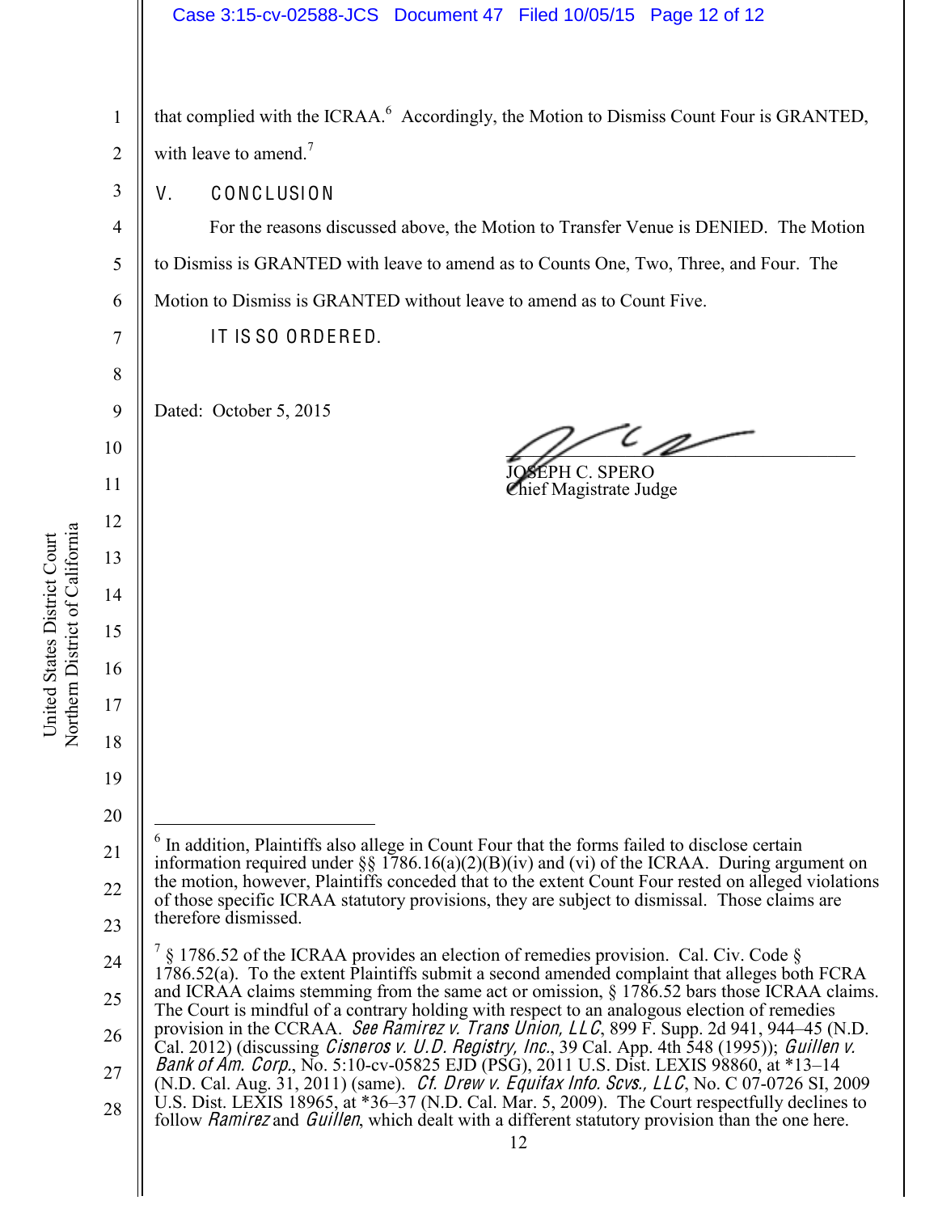that complied with the ICRAA.[6] Accordingly, the Motion to Dismiss Count Four is GRANTED, with leave to amend.[7]

## V. CONCLUSION

For the reasons discussed above, the Motion to Transfer Venue is DENIED. The Motion to Dismiss is GRANTED with leave to amend as to Counts One, Two, Three, and Four. The Motion to Dismiss is GRANTED without leave to amend as to Count Five.

IT IS SO ORDERED.

Dated: October 5, 2015

JOSEPH C. SPERO
Chief Magistrate Judge

---

[6] In addition, Plaintiffs also allege in Count Four that the forms failed to disclose certain information required under §§ 1786.16(a)(2)(B)(iv) and (vi) of the ICRAA. During argument on the motion, however, Plaintiffs conceded that to the extent Count Four rested on alleged violations of those specific ICRAA statutory provisions, they are subject to dismissal. Those claims are therefore dismissed.

[7] § 1786.52 of the ICRAA provides an election of remedies provision. Cal. Civ. Code § 1786.52(a). To the extent Plaintiffs submit a second amended complaint that alleges both FCRA and ICRAA claims stemming from the same act or omission, § 1786.52 bars those ICRAA claims. The Court is mindful of a contrary holding with respect to an analogous election of remedies provision in the CCRAA. *See Ramirez v. Trans Union, LLC*, 899 F. Supp. 2d 941, 944–45 (N.D. Cal. 2012) (discussing *Cisneros v. U.D. Registry, Inc.*, 39 Cal. App. 4th 548 (1995)); *Guillen v. Bank of Am. Corp.*, No. 5:10-cv-05825 EJD (PSG), 2011 U.S. Dist. LEXIS 98860, at *13–14 (N.D. Cal. Aug. 31, 2011) (same). *Cf. Drew v. Equifax Info. Scvs., LLC*, No. C 07-0726 SI, 2009 U.S. Dist. LEXIS 18965, at *36–37 (N.D. Cal. Mar. 5, 2009). The Court respectfully declines to follow *Ramirez* and *Guillen*, which dealt with a different statutory provision than the one here.